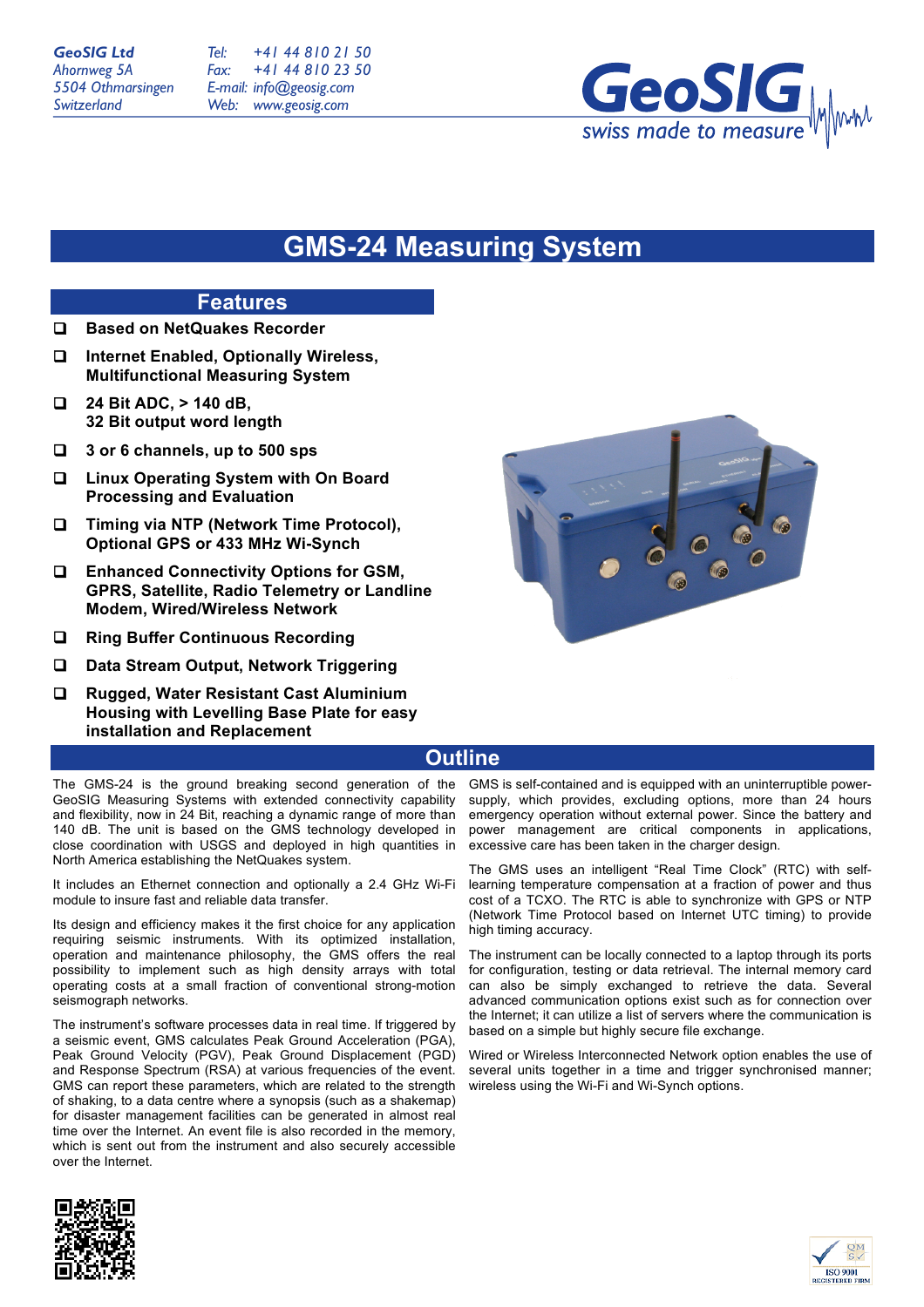GeoSIG Ltd
Ahornweg 5A
5504 Othmarsingen
Switzerland

Tel: +41 44 810 21 50
Fax: +41 44 810 23 50
E-mail: info@geosig.com
Web: www.geosig.com

GeoSIG swiss made to measure

# GMS-24 Measuring System

## Features

- **Based on NetQuakes Recorder**
- **Internet Enabled, Optionally Wireless, Multifunctional Measuring System**
- **24 Bit ADC, > 140 dB, 32 Bit output word length**
- **3 or 6 channels, up to 500 sps**
- **Linux Operating System with On Board Processing and Evaluation**
- **Timing via NTP (Network Time Protocol), Optional GPS or 433 MHz Wi-Synch**
- **Enhanced Connectivity Options for GSM, GPRS, Satellite, Radio Telemetry or Landline Modem, Wired/Wireless Network**
- **Ring Buffer Continuous Recording**
- **Data Stream Output, Network Triggering**
- **Rugged, Water Resistant Cast Aluminium Housing with Levelling Base Plate for easy installation and Replacement**

## Outline

The GMS-24 is the ground breaking second generation of the GeoSIG Measuring Systems with extended connectivity capability and flexibility, now in 24 Bit, reaching a dynamic range of more than 140 dB. The unit is based on the GMS technology developed in close coordination with USGS and deployed in high quantities in North America establishing the NetQuakes system.

It includes an Ethernet connection and optionally a 2.4 GHz Wi-Fi module to insure fast and reliable data transfer.

Its design and efficiency makes it the first choice for any application requiring seismic instruments. With its optimized installation, operation and maintenance philosophy, the GMS offers the real possibility to implement such as high density arrays with total operating costs at a small fraction of conventional strong-motion seismograph networks.

The instrument's software processes data in real time. If triggered by a seismic event, GMS calculates Peak Ground Acceleration (PGA), Peak Ground Velocity (PGV), Peak Ground Displacement (PGD) and Response Spectrum (RSA) at various frequencies of the event. GMS can report these parameters, which are related to the strength of shaking, to a data centre where a synopsis (such as a shakemap) for disaster management facilities can be generated in almost real time over the Internet. An event file is also recorded in the memory, which is sent out from the instrument and also securely accessible over the Internet.

GMS is self-contained and is equipped with an uninterruptible power-supply, which provides, excluding options, more than 24 hours emergency operation without external power. Since the battery and power management are critical components in applications, excessive care has been taken in the charger design.

The GMS uses an intelligent "Real Time Clock" (RTC) with self-learning temperature compensation at a fraction of power and thus cost of a TCXO. The RTC is able to synchronize with GPS or NTP (Network Time Protocol based on Internet UTC timing) to provide high timing accuracy.

The instrument can be locally connected to a laptop through its ports for configuration, testing or data retrieval. The internal memory card can also be simply exchanged to retrieve the data. Several advanced communication options exist such as for connection over the Internet; it can utilize a list of servers where the communication is based on a simple but highly secure file exchange.

Wired or Wireless Interconnected Network option enables the use of several units together in a time and trigger synchronised manner; wireless using the Wi-Fi and Wi-Synch options.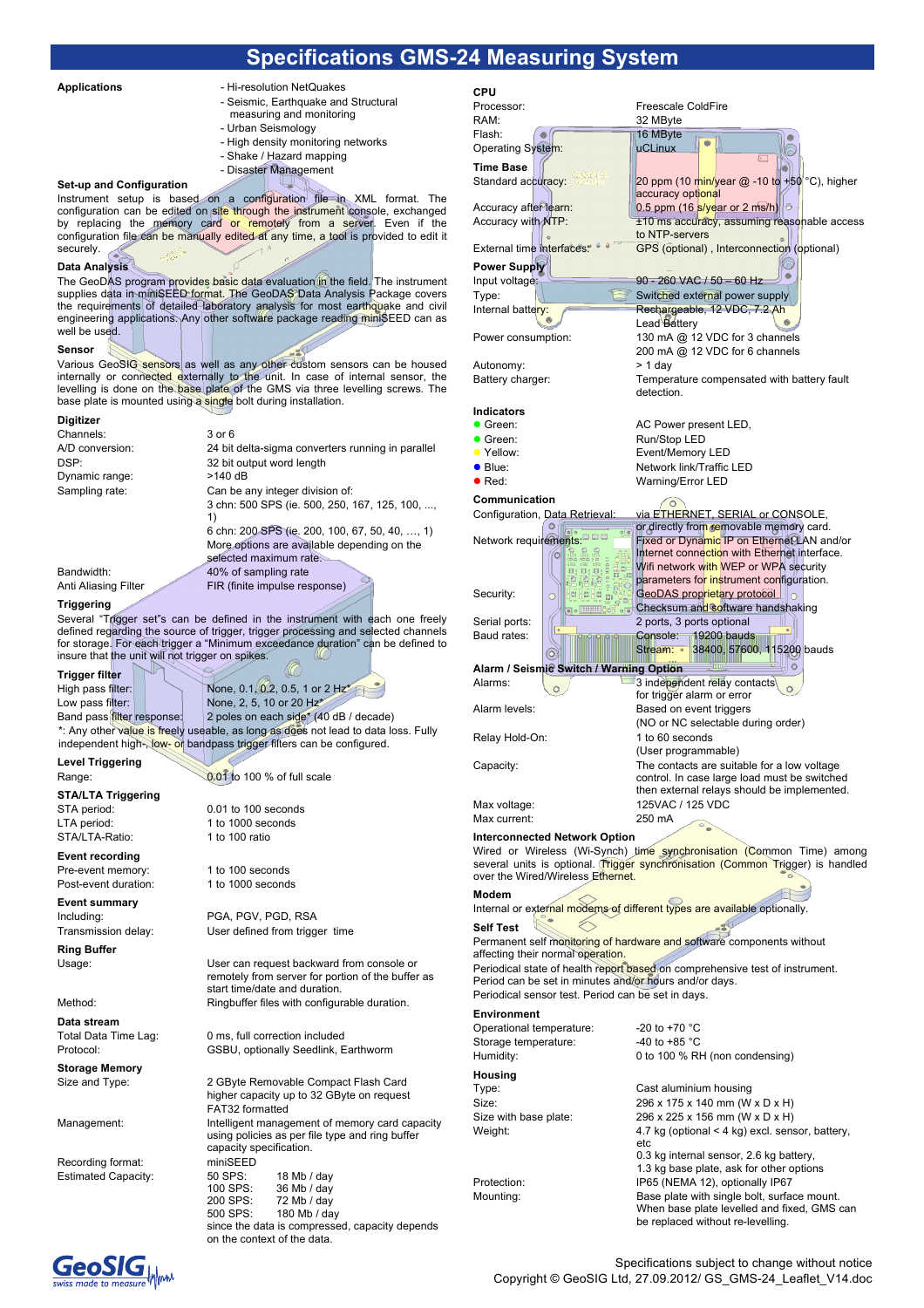# Specifications GMS-24 Measuring System

**Applications**

- Hi-resolution NetQuakes
- Seismic, Earthquake and Structural measuring and monitoring
- Urban Seismology
- High density monitoring networks
- Shake / Hazard mapping
- Disaster Management

**Set-up and Configuration**

Instrument setup is based on a configuration file in XML format. The configuration can be edited on site through the instrument console, exchanged by replacing the memory card or remotely from a server. Even if the configuration file can be manually edited at any time, a tool is provided to edit it securely.

**Data Analysis**

The GeoDAS program provides basic data evaluation in the field. The instrument supplies data in miniSEED format. The GeoDAS Data Analysis Package covers the requirements of detailed laboratory analysis for most earthquake and civil engineering applications. Any other software package reading miniSEED can as well be used.

**Sensor**

Various GeoSIG sensors as well as any other custom sensors can be housed internally or connected externally to the unit. In case of internal sensor, the levelling is done on the base plate of the GMS via three levelling screws. The base plate is mounted using a single bolt during installation.

**Digitizer**

| | |
|---|---|
| Channels: | 3 or 6 |
| A/D conversion: | 24 bit delta-sigma converters running in parallel |
| DSP: | 32 bit output word length |
| Dynamic range: | >140 dB |
| Sampling rate: | Can be any integer division of:<br>3 chn: 500 SPS (ie. 500, 250, 167, 125, 100, ..., 1)<br>6 chn: 200 SPS (ie. 200, 100, 67, 50, 40, …, 1)<br>More options are available depending on the selected maximum rate. |
| Bandwidth: | 40% of sampling rate |
| Anti Aliasing Filter | FIR (finite impulse response) |

**Triggering**

Several "Trigger set"s can be defined in the instrument with each one freely defined regarding the source of trigger, trigger processing and selected channels for storage. For each trigger a "Minimum exceedance duration" can be defined to insure that the unit will not trigger on spikes.

**Trigger filter**

| | |
|---|---|
| High pass filter: | None, 0.1, 0.2, 0.5, 1 or 2 Hz* |
| Low pass filter: | None, 2, 5, 10 or 20 Hz* |
| Band pass filter response: | 2 poles on each side* (40 dB / decade) |

*: Any other value is freely useable, as long as does not lead to data loss. Fully independent high-, low- or bandpass trigger filters can be configured.

**Level Triggering**

| | |
|---|---|
| Range: | 0.01 to 100 % of full scale |

**STA/LTA Triggering**

| | |
|---|---|
| STA period: | 0.01 to 100 seconds |
| LTA period: | 1 to 1000 seconds |
| STA/LTA-Ratio: | 1 to 100 ratio |

**Event recording**

| | |
|---|---|
| Pre-event memory: | 1 to 100 seconds |
| Post-event duration: | 1 to 1000 seconds |

**Event summary**

| | |
|---|---|
| Including: | PGA, PGV, PGD, RSA |
| Transmission delay: | User defined from trigger time |

**Ring Buffer**

| | |
|---|---|
| Usage: | User can request backward from console or remotely from server for portion of the buffer as start time/date and duration. |
| Method: | Ringbuffer files with configurable duration. |

**Data stream**

| | |
|---|---|
| Total Data Time Lag: | 0 ms, full correction included |
| Protocol: | GSBU, optionally Seedlink, Earthworm |

**Storage Memory**

| | |
|---|---|
| Size and Type: | 2 GByte Removable Compact Flash Card higher capacity up to 32 GByte on request FAT32 formatted |
| Management: | Intelligent management of memory card capacity using policies as per file type and ring buffer capacity specification. |
| Recording format: | miniSEED |
| Estimated Capacity: | 50 SPS: 18 Mb / day<br>100 SPS: 36 Mb / day<br>200 SPS: 72 Mb / day<br>500 SPS: 180 Mb / day<br>since the data is compressed, capacity depends on the context of the data. |

**CPU**

| | |
|---|---|
| Processor: | Freescale ColdFire |
| RAM: | 32 MByte |
| Flash: | 16 MByte |
| Operating System: | uCLinux |

**Time Base**

| | |
|---|---|
| Standard accuracy: | 20 ppm (10 min/year @ -10 to +50 °C), higher accuracy optional |
| Accuracy after learn: | 0.5 ppm (16 s/year or 2 ms/h) |
| Accuracy with NTP: | ±10 ms accuracy, assuming reasonable access to NTP-servers |
| External time interfaces: | GPS (optional) , Interconnection (optional) |

**Power Supply**

| | |
|---|---|
| Input voltage: | 90 - 260 VAC / 50 – 60 Hz |
| Type: | Switched external power supply |
| Internal battery: | Rechargeable, 12 VDC, 7.2 Ah Lead Battery |
| Power consumption: | 130 mA @ 12 VDC for 3 channels<br>200 mA @ 12 VDC for 6 channels |
| Autonomy: | > 1 day |
| Battery charger: | Temperature compensated with battery fault detection. |

**Indicators**

| | |
|---|---|
| ● Green: | AC Power present LED, |
| ● Green: | Run/Stop LED |
| ● Yellow: | Event/Memory LED |
| ● Blue: | Network link/Traffic LED |
| ● Red: | Warning/Error LED |

**Communication**

| | |
|---|---|
| Configuration, Data Retrieval: | via ETHERNET, SERIAL or CONSOLE, or directly from removable memory card. |
| Network requirements: | Fixed or Dynamic IP on Ethernet LAN and/or Internet connection with Ethernet interface. Wifi network with WEP or WPA security parameters for instrument configuration. |
| Security: | GeoDAS proprietary protocol<br>Checksum and software handshaking |
| Serial ports: | 2 ports, 3 ports optional |
| Baud rates: | Console: 19200 bauds<br>Stream: 38400, 57600, 115200 bauds |

**Alarm / Seismic Switch / Warning Option**

| | |
|---|---|
| Alarms: | 3 independent relay contacts for trigger alarm or error |
| Alarm levels: | Based on event triggers (NO or NC selectable during order) |
| Relay Hold-On: | 1 to 60 seconds (User programmable) |
| Capacity: | The contacts are suitable for a low voltage control. In case large load must be switched then external relays should be implemented. |
| Max voltage: | 125VAC / 125 VDC |
| Max current: | 250 mA |

**Interconnected Network Option**

Wired or Wireless (Wi-Synch) time synchronisation (Common Time) among several units is optional. Trigger synchronisation (Common Trigger) is handled over the Wired/Wireless Ethernet.

**Modem**

Internal or external modems of different types are available optionally.

**Self Test**

Permanent self monitoring of hardware and software components without affecting their normal operation.

Periodical state of health report based on comprehensive test of instrument. Period can be set in minutes and/or hours and/or days.

Periodical sensor test. Period can be set in days.

**Environment**

| | |
|---|---|
| Operational temperature: | -20 to +70 °C |
| Storage temperature: | -40 to +85 °C |
| Humidity: | 0 to 100 % RH (non condensing) |

**Housing**

| | |
|---|---|
| Type: | Cast aluminium housing |
| Size: | 296 x 175 x 140 mm (W x D x H) |
| Size with base plate: | 296 x 225 x 156 mm (W x D x H) |
| Weight: | 4.7 kg (optional < 4 kg) excl. sensor, battery, etc<br>0.3 kg internal sensor, 2.6 kg battery,<br>1.3 kg base plate, ask for other options |
| Protection: | IP65 (NEMA 12), optionally IP67 |
| Mounting: | Base plate with single bolt, surface mount. When base plate levelled and fixed, GMS can be replaced without re-levelling. |

GeoSIG swiss made to measure

Specifications subject to change without notice
Copyright © GeoSIG Ltd, 27.09.2012/ GS_GMS-24_Leaflet_V14.doc